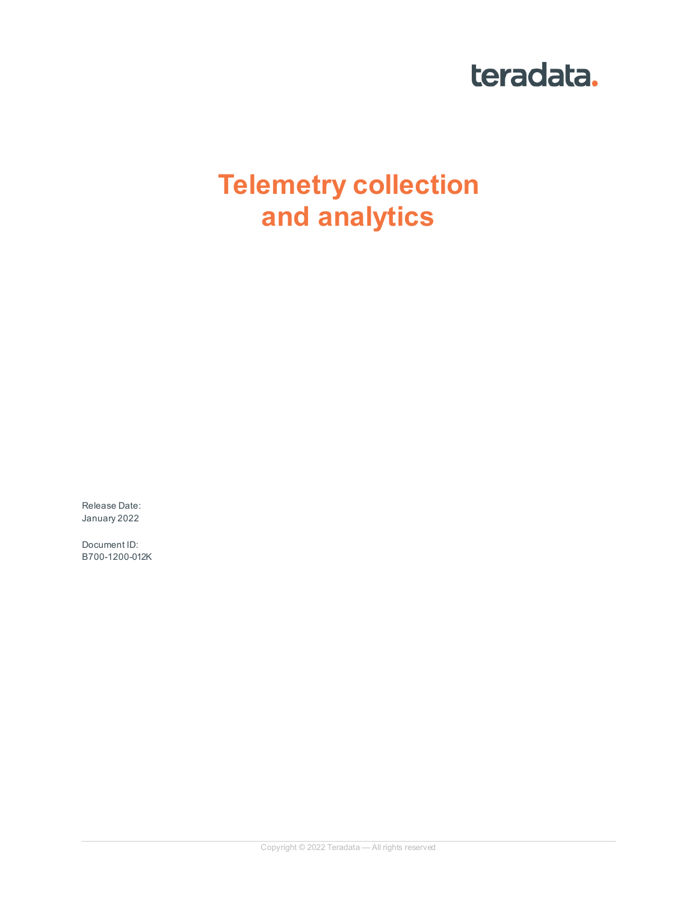teradata.

# Telemetry collection and analytics

Release Date:
January 2022

Document ID:
B700-1200-012K

Copyright © 2022 Teradata — All rights reserved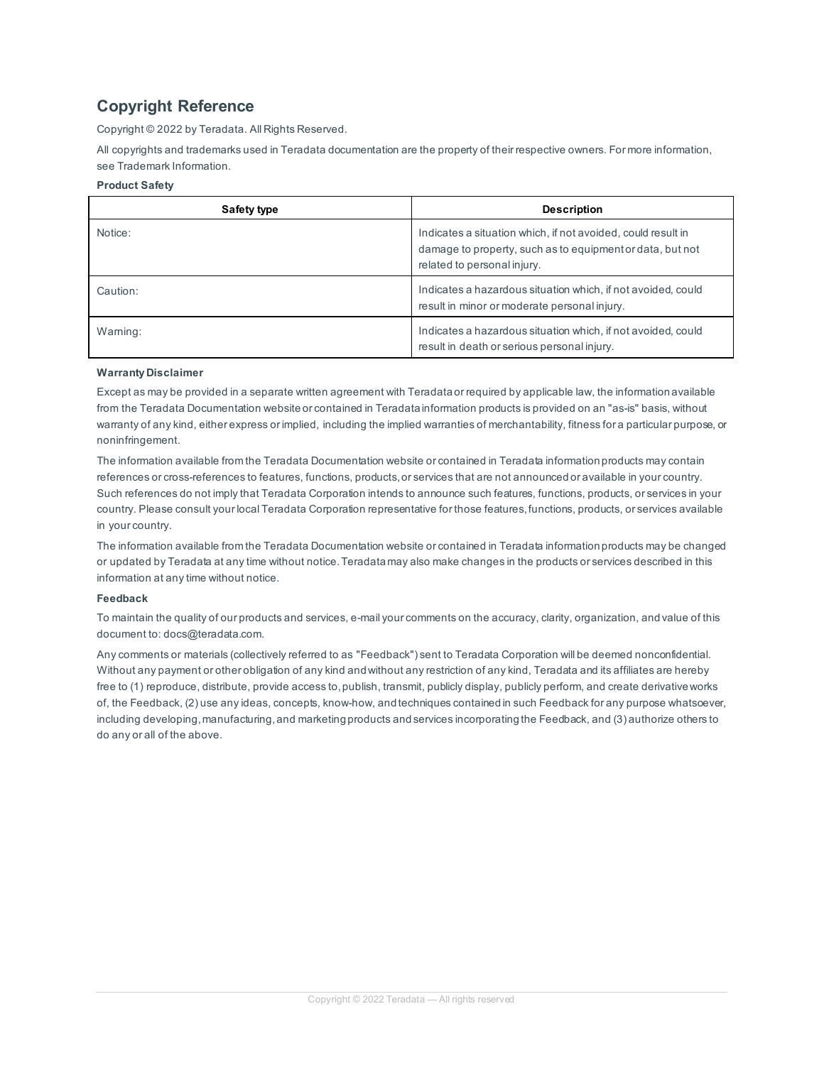## Copyright Reference

Copyright © 2022 by Teradata. All Rights Reserved.

All copyrights and trademarks used in Teradata documentation are the property of their respective owners. For more information, see Trademark Information.

**Product Safety**

| Safety type | Description |
| --- | --- |
| Notice: | Indicates a situation which, if not avoided, could result in damage to property, such as to equipment or data, but not related to personal injury. |
| Caution: | Indicates a hazardous situation which, if not avoided, could result in minor or moderate personal injury. |
| Warning: | Indicates a hazardous situation which, if not avoided, could result in death or serious personal injury. |

**Warranty Disclaimer**

Except as may be provided in a separate written agreement with Teradata or required by applicable law, the information available from the Teradata Documentation website or contained in Teradata information products is provided on an "as-is" basis, without warranty of any kind, either express or implied, including the implied warranties of merchantability, fitness for a particular purpose, or noninfringement.

The information available from the Teradata Documentation website or contained in Teradata information products may contain references or cross-references to features, functions, products, or services that are not announced or available in your country. Such references do not imply that Teradata Corporation intends to announce such features, functions, products, or services in your country. Please consult your local Teradata Corporation representative for those features, functions, products, or services available in your country.

The information available from the Teradata Documentation website or contained in Teradata information products may be changed or updated by Teradata at any time without notice. Teradata may also make changes in the products or services described in this information at any time without notice.

**Feedback**

To maintain the quality of our products and services, e-mail your comments on the accuracy, clarity, organization, and value of this document to: docs@teradata.com.

Any comments or materials (collectively referred to as "Feedback") sent to Teradata Corporation will be deemed nonconfidential. Without any payment or other obligation of any kind and without any restriction of any kind, Teradata and its affiliates are hereby free to (1) reproduce, distribute, provide access to, publish, transmit, publicly display, publicly perform, and create derivative works of, the Feedback, (2) use any ideas, concepts, know-how, and techniques contained in such Feedback for any purpose whatsoever, including developing, manufacturing, and marketing products and services incorporating the Feedback, and (3) authorize others to do any or all of the above.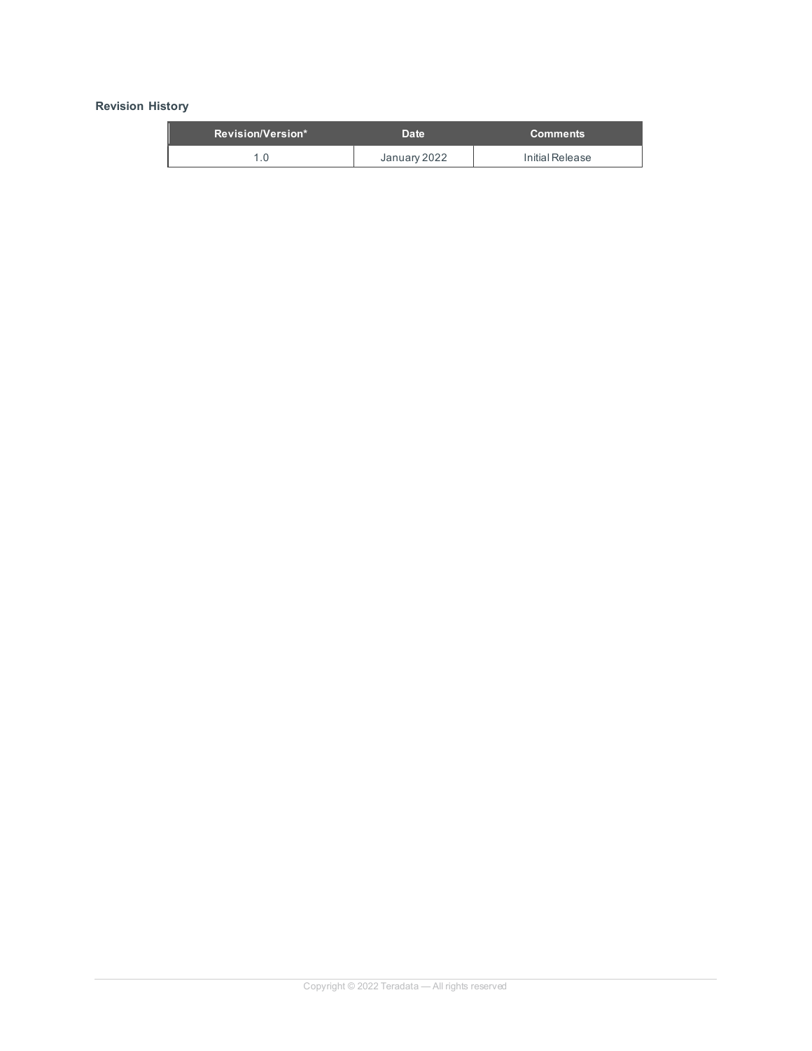**Revision History**

| Revision/Version* | Date | Comments |
| --- | --- | --- |
| 1.0 | January 2022 | Initial Release |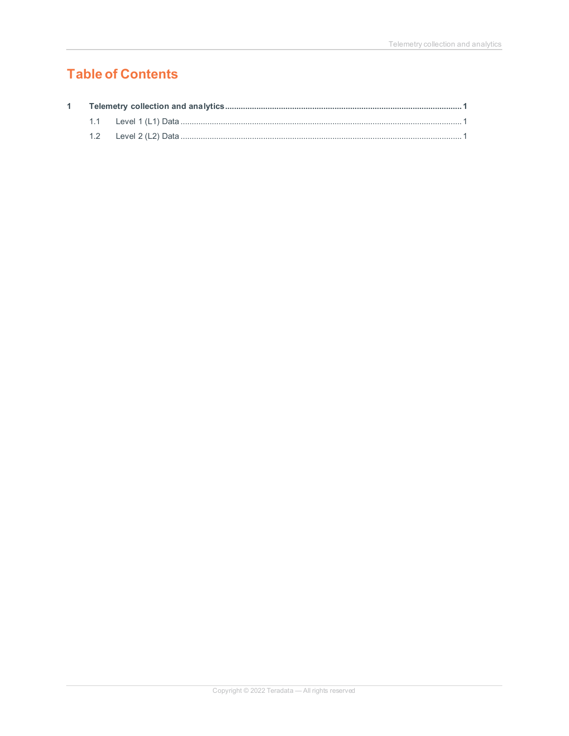# Table of Contents

**1 Telemetry collection and analytics ........................................................................................................ 1**

1.1 Level 1 (L1) Data ........................................................................................................................... 1

1.2 Level 2 (L2) Data ........................................................................................................................... 1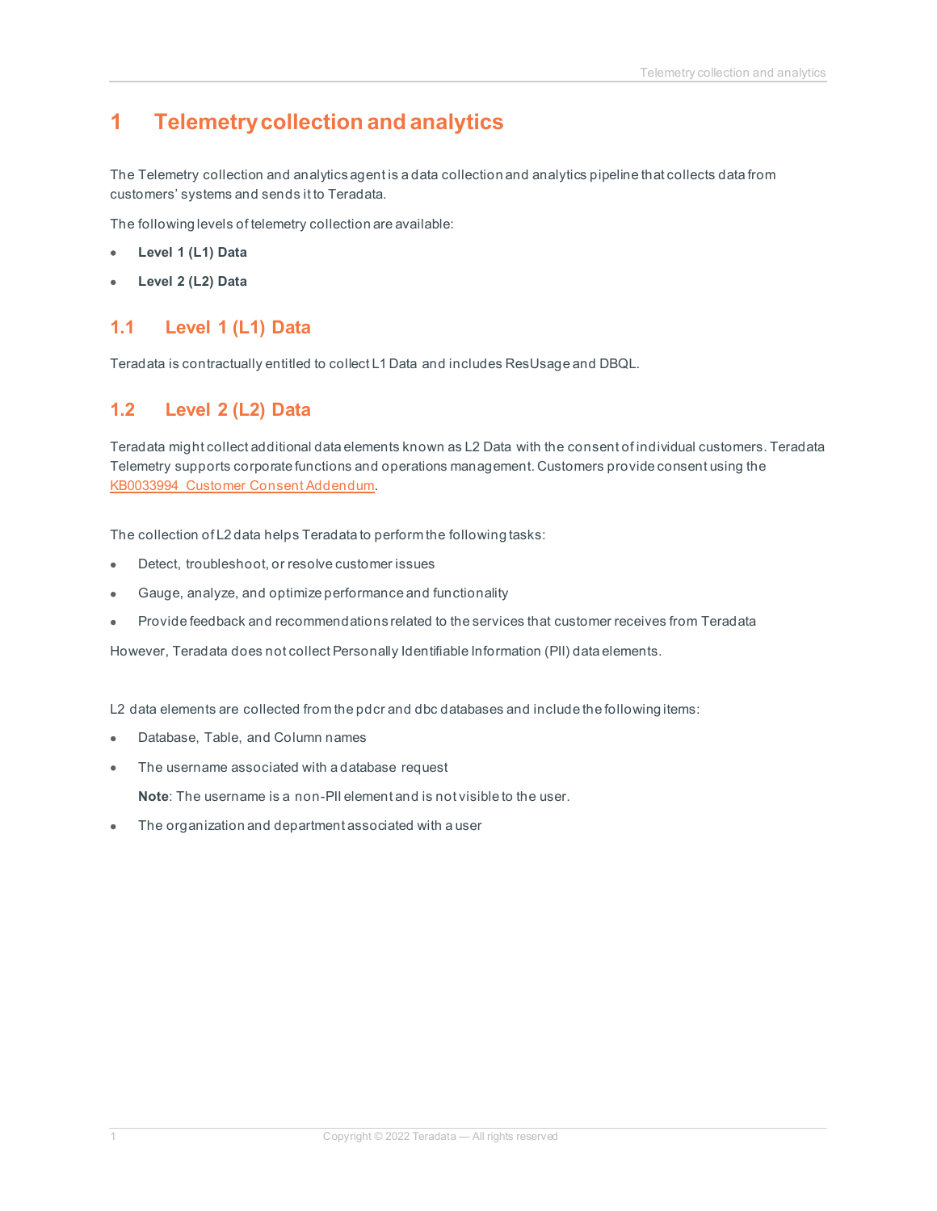# 1 Telemetry collection and analytics

The Telemetry collection and analytics agent is a data collection and analytics pipeline that collects data from customers' systems and sends it to Teradata.

The following levels of telemetry collection are available:

- **Level 1 (L1) Data**
- **Level 2 (L2) Data**

## 1.1 Level 1 (L1) Data

Teradata is contractually entitled to collect L1 Data and includes ResUsage and DBQL.

## 1.2 Level 2 (L2) Data

Teradata might collect additional data elements known as L2 Data with the consent of individual customers. Teradata Telemetry supports corporate functions and operations management. Customers provide consent using the KB0033994_Customer Consent Addendum.

The collection of L2 data helps Teradata to perform the following tasks:

- Detect, troubleshoot, or resolve customer issues
- Gauge, analyze, and optimize performance and functionality
- Provide feedback and recommendations related to the services that customer receives from Teradata

However, Teradata does not collect Personally Identifiable Information (PII) data elements.

L2 data elements are collected from the pdcr and dbc databases and include the following items:

- Database, Table, and Column names
- The username associated with a database request

  **Note**: The username is a non-PII element and is not visible to the user.
- The organization and department associated with a user